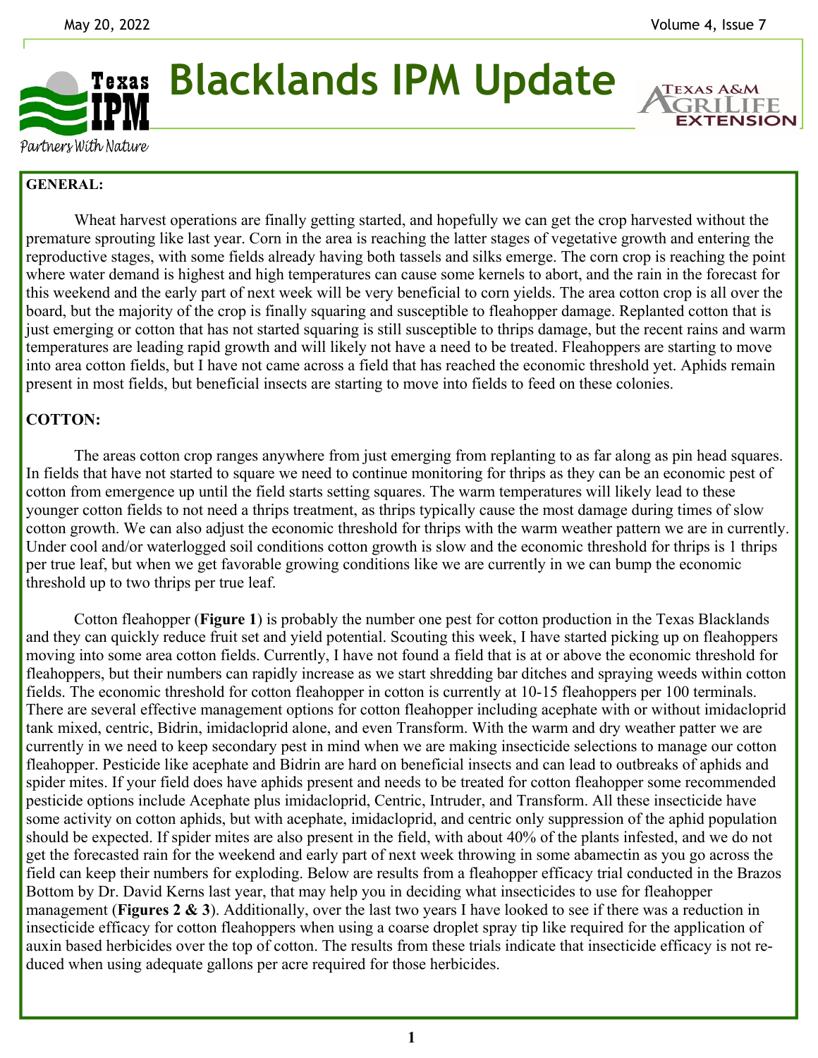# Blacklands IPM Update

## GENERAL:

Wheat harvest operations are finally getting started, and hopefully we can get the crop harvested without the premature sprouting like last year. Corn in the area is reaching the latter stages of vegetative growth and entering the reproductive stages, with some fields already having both tassels and silks emerge. The corn crop is reaching the point where water demand is highest and high temperatures can cause some kernels to abort, and the rain in the forecast for this weekend and the early part of next week will be very beneficial to corn yields. The area cotton crop is all over the board, but the majority of the crop is finally squaring and susceptible to fleahopper damage. Replanted cotton that is just emerging or cotton that has not started squaring is still susceptible to thrips damage, but the recent rains and warm temperatures are leading rapid growth and will likely not have a need to be treated. Fleahoppers are starting to move into area cotton fields, but I have not came across a field that has reached the economic threshold yet. Aphids remain present in most fields, but beneficial insects are starting to move into fields to feed on these colonies.

## COTTON:

The areas cotton crop ranges anywhere from just emerging from replanting to as far along as pin head squares. In fields that have not started to square we need to continue monitoring for thrips as they can be an economic pest of cotton from emergence up until the field starts setting squares. The warm temperatures will likely lead to these younger cotton fields to not need a thrips treatment, as thrips typically cause the most damage during times of slow cotton growth. We can also adjust the economic threshold for thrips with the warm weather pattern we are in currently. Under cool and/or waterlogged soil conditions cotton growth is slow and the economic threshold for thrips is 1 thrips per true leaf, but when we get favorable growing conditions like we are currently in we can bump the economic threshold up to two thrips per true leaf.

Cotton fleahopper (**Figure 1**) is probably the number one pest for cotton production in the Texas Blacklands and they can quickly reduce fruit set and yield potential. Scouting this week, I have started picking up on fleahoppers moving into some area cotton fields. Currently, I have not found a field that is at or above the economic threshold for fleahoppers, but their numbers can rapidly increase as we start shredding bar ditches and spraying weeds within cotton fields. The economic threshold for cotton fleahopper in cotton is currently at 10-15 fleahoppers per 100 terminals. There are several effective management options for cotton fleahopper including acephate with or without imidacloprid tank mixed, centric, Bidrin, imidacloprid alone, and even Transform. With the warm and dry weather patter we are currently in we need to keep secondary pest in mind when we are making insecticide selections to manage our cotton fleahopper. Pesticide like acephate and Bidrin are hard on beneficial insects and can lead to outbreaks of aphids and spider mites. If your field does have aphids present and needs to be treated for cotton fleahopper some recommended pesticide options include Acephate plus imidacloprid, Centric, Intruder, and Transform. All these insecticide have some activity on cotton aphids, but with acephate, imidacloprid, and centric only suppression of the aphid population should be expected. If spider mites are also present in the field, with about 40% of the plants infested, and we do not get the forecasted rain for the weekend and early part of next week throwing in some abamectin as you go across the field can keep their numbers for exploding. Below are results from a fleahopper efficacy trial conducted in the Brazos Bottom by Dr. David Kerns last year, that may help you in deciding what insecticides to use for fleahopper management (**Figures 2 & 3**). Additionally, over the last two years I have looked to see if there was a reduction in insecticide efficacy for cotton fleahoppers when using a coarse droplet spray tip like required for the application of auxin based herbicides over the top of cotton. The results from these trials indicate that insecticide efficacy is not reduced when using adequate gallons per acre required for those herbicides.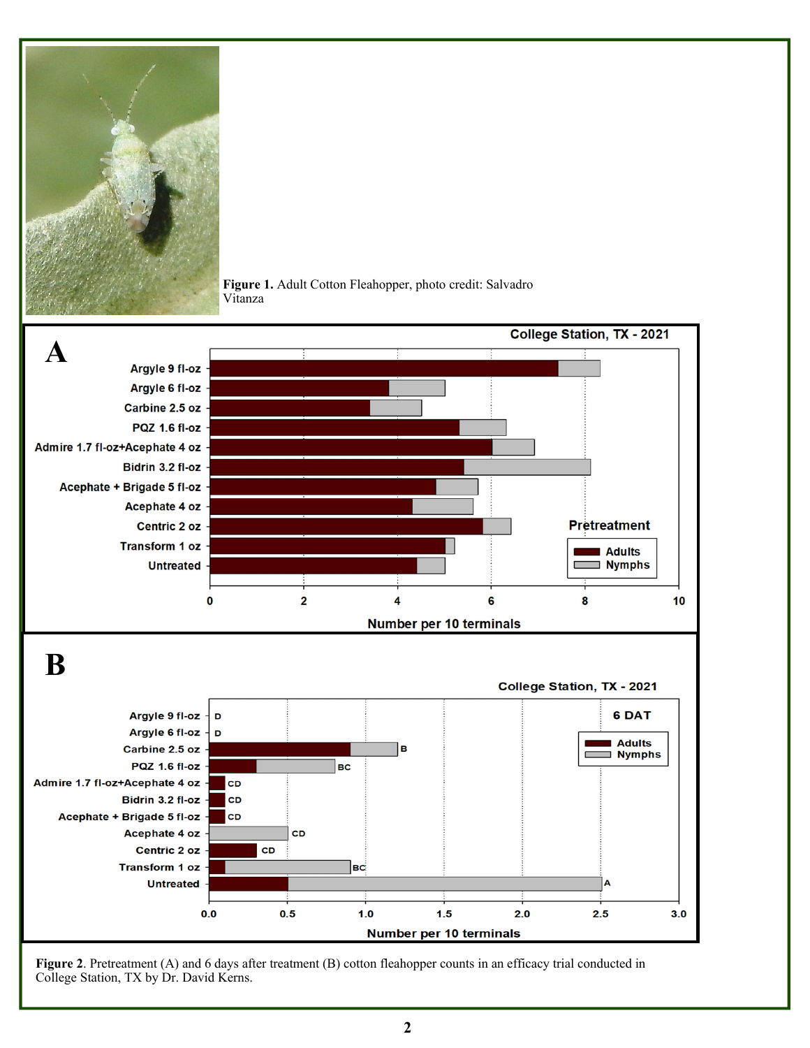**Figure 1.** Adult Cotton Fleahopper, photo credit: Salvadro Vitanza

**Figure 2**. Pretreatment (A) and 6 days after treatment (B) cotton fleahopper counts in an efficacy trial conducted in College Station, TX by Dr. David Kerns.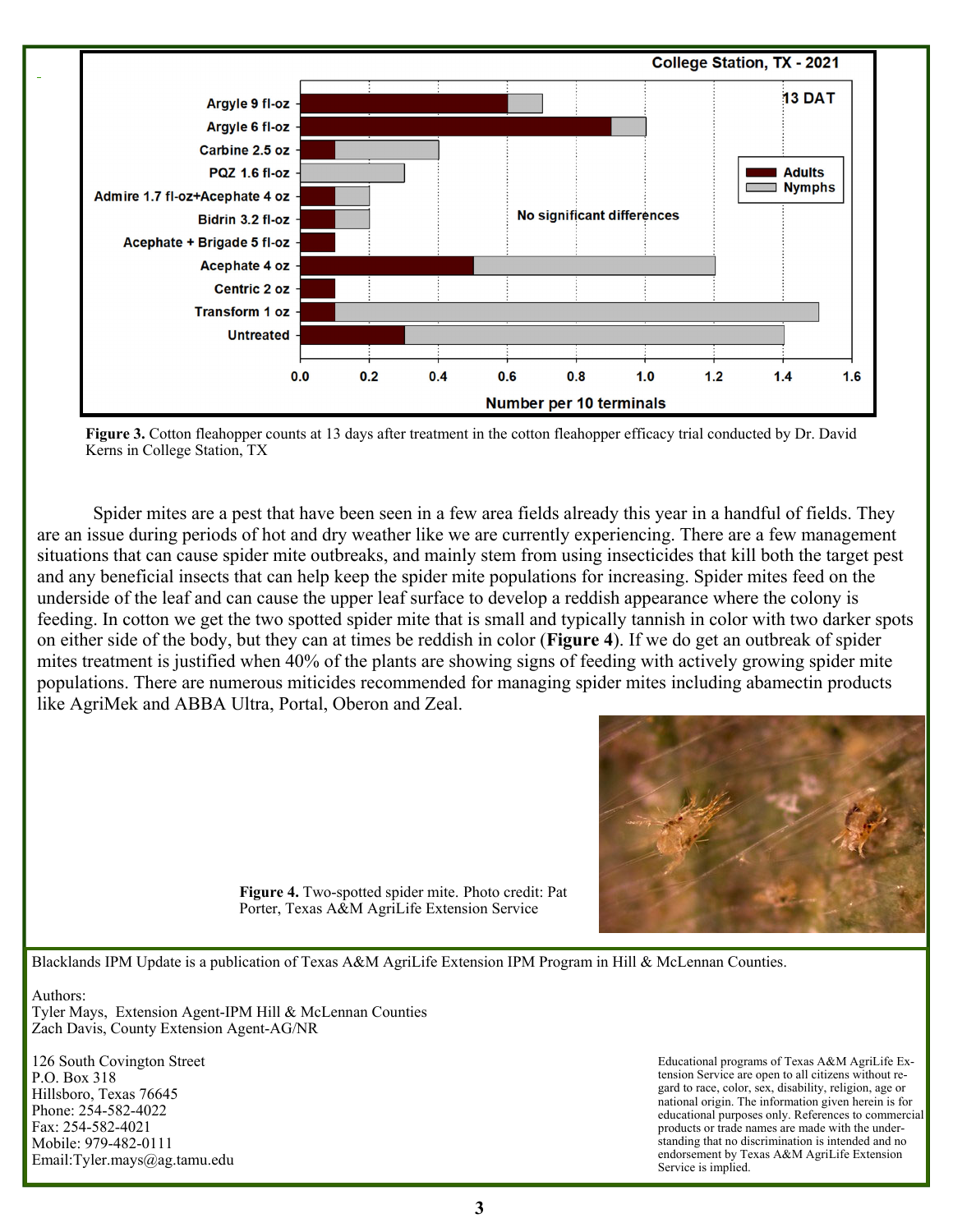College Station, TX - 2021

13 DAT

Argyle 9 fl-oz
Argyle 6 fl-oz
Carbine 2.5 oz
PQZ 1.6 fl-oz
Admire 1.7 fl-oz+Acephate 4 oz
Bidrin 3.2 fl-oz
Acephate + Brigade 5 fl-oz
Acephate 4 oz
Centric 2 oz
Transform 1 oz
Untreated

Adults
Nymphs

No significant differences

0.0 0.2 0.4 0.6 0.8 1.0 1.2 1.4 1.6

Number per 10 terminals

**Figure 3.** Cotton fleahopper counts at 13 days after treatment in the cotton fleahopper efficacy trial conducted by Dr. David Kerns in College Station, TX

Spider mites are a pest that have been seen in a few area fields already this year in a handful of fields. They are an issue during periods of hot and dry weather like we are currently experiencing. There are a few management situations that can cause spider mite outbreaks, and mainly stem from using insecticides that kill both the target pest and any beneficial insects that can help keep the spider mite populations for increasing. Spider mites feed on the underside of the leaf and can cause the upper leaf surface to develop a reddish appearance where the colony is feeding. In cotton we get the two spotted spider mite that is small and typically tannish in color with two darker spots on either side of the body, but they can at times be reddish in color (**Figure 4**). If we do get an outbreak of spider mites treatment is justified when 40% of the plants are showing signs of feeding with actively growing spider mite populations. There are numerous miticides recommended for managing spider mites including abamectin products like AgriMek and ABBA Ultra, Portal, Oberon and Zeal.

**Figure 4.** Two-spotted spider mite. Photo credit: Pat Porter, Texas A&M AgriLife Extension Service

Blacklands IPM Update is a publication of Texas A&M AgriLife Extension IPM Program in Hill & McLennan Counties.

Authors:
Tyler Mays, Extension Agent-IPM Hill & McLennan Counties
Zach Davis, County Extension Agent-AG/NR

126 South Covington Street
P.O. Box 318
Hillsboro, Texas 76645
Phone: 254-582-4022
Fax: 254-582-4021
Mobile: 979-482-0111
Email:Tyler.mays@ag.tamu.edu

Educational programs of Texas A&M AgriLife Extension Service are open to all citizens without regard to race, color, sex, disability, religion, age or national origin. The information given herein is for educational purposes only. References to commercial products or trade names are made with the understanding that no discrimination is intended and no endorsement by Texas A&M AgriLife Extension Service is implied.